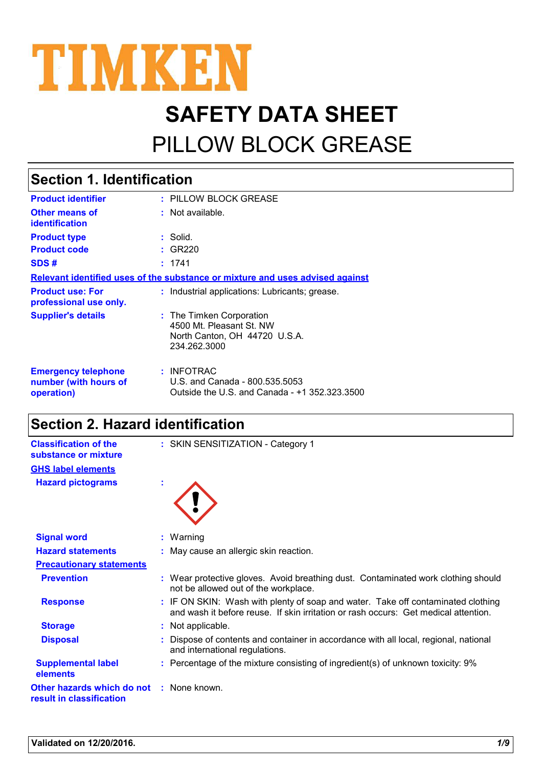# TIMKEN

# SAFETY DATA SHEET

# PILLOW BLOCK GREASE

## Section 1. Identification

| | |
|---|---|
| **Product identifier** | : PILLOW BLOCK GREASE |
| **Other means of identification** | : Not available. |
| **Product type** | : Solid. |
| **Product code** | : GR220 |
| **SDS #** | : 1741 |

**Relevant identified uses of the substance or mixture and uses advised against**

| | |
|---|---|
| **Product use: For professional use only.** | : Industrial applications: Lubricants; grease. |
| **Supplier's details** | : The Timken Corporation<br>4500 Mt. Pleasant St. NW<br>North Canton, OH 44720 U.S.A.<br>234.262.3000 |
| **Emergency telephone number (with hours of operation)** | : INFOTRAC<br>U.S. and Canada - 800.535.5053<br>Outside the U.S. and Canada - +1 352.323.3500 |

## Section 2. Hazard identification

| | |
|---|---|
| **Classification of the substance or mixture** | : SKIN SENSITIZATION - Category 1 |

**GHS label elements**

| | |
|---|---|
| **Hazard pictograms** | : |
| **Signal word** | : Warning |
| **Hazard statements** | : May cause an allergic skin reaction. |

**Precautionary statements**

| | |
|---|---|
| **Prevention** | : Wear protective gloves. Avoid breathing dust. Contaminated work clothing should not be allowed out of the workplace. |
| **Response** | : IF ON SKIN: Wash with plenty of soap and water. Take off contaminated clothing and wash it before reuse. If skin irritation or rash occurs: Get medical attention. |
| **Storage** | : Not applicable. |
| **Disposal** | : Dispose of contents and container in accordance with all local, regional, national and international regulations. |
| **Supplemental label elements** | : Percentage of the mixture consisting of ingredient(s) of unknown toxicity: 9% |
| **Other hazards which do not result in classification** | : None known. |

**Validated on 12/20/2016.**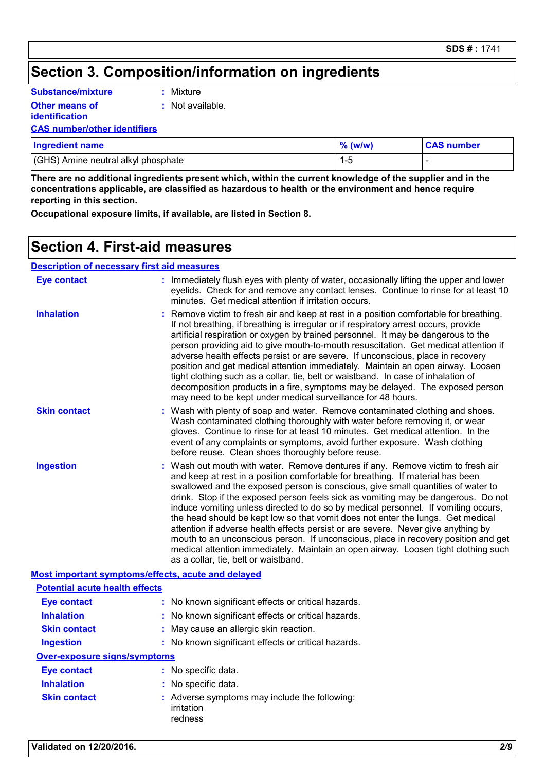## Section 3. Composition/information on ingredients

**Substance/mixture** : Mixture

**Other means of identification** : Not available.

**CAS number/other identifiers**

| Ingredient name | % (w/w) | CAS number |
|---|---|---|
| (GHS) Amine neutral alkyl phosphate | 1-5 | - |

**There are no additional ingredients present which, within the current knowledge of the supplier and in the concentrations applicable, are classified as hazardous to health or the environment and hence require reporting in this section.**

**Occupational exposure limits, if available, are listed in Section 8.**

## Section 4. First-aid measures

**Description of necessary first aid measures**

**Eye contact** : Immediately flush eyes with plenty of water, occasionally lifting the upper and lower eyelids. Check for and remove any contact lenses. Continue to rinse for at least 10 minutes. Get medical attention if irritation occurs.

**Inhalation** : Remove victim to fresh air and keep at rest in a position comfortable for breathing. If not breathing, if breathing is irregular or if respiratory arrest occurs, provide artificial respiration or oxygen by trained personnel. It may be dangerous to the person providing aid to give mouth-to-mouth resuscitation. Get medical attention if adverse health effects persist or are severe. If unconscious, place in recovery position and get medical attention immediately. Maintain an open airway. Loosen tight clothing such as a collar, tie, belt or waistband. In case of inhalation of decomposition products in a fire, symptoms may be delayed. The exposed person may need to be kept under medical surveillance for 48 hours.

**Skin contact** : Wash with plenty of soap and water. Remove contaminated clothing and shoes. Wash contaminated clothing thoroughly with water before removing it, or wear gloves. Continue to rinse for at least 10 minutes. Get medical attention. In the event of any complaints or symptoms, avoid further exposure. Wash clothing before reuse. Clean shoes thoroughly before reuse.

**Ingestion** : Wash out mouth with water. Remove dentures if any. Remove victim to fresh air and keep at rest in a position comfortable for breathing. If material has been swallowed and the exposed person is conscious, give small quantities of water to drink. Stop if the exposed person feels sick as vomiting may be dangerous. Do not induce vomiting unless directed to do so by medical personnel. If vomiting occurs, the head should be kept low so that vomit does not enter the lungs. Get medical attention if adverse health effects persist or are severe. Never give anything by mouth to an unconscious person. If unconscious, place in recovery position and get medical attention immediately. Maintain an open airway. Loosen tight clothing such as a collar, tie, belt or waistband.

**Most important symptoms/effects, acute and delayed**

**Potential acute health effects**

**Eye contact** : No known significant effects or critical hazards.

**Inhalation** : No known significant effects or critical hazards.

**Skin contact** : May cause an allergic skin reaction.

**Ingestion** : No known significant effects or critical hazards.

**Over-exposure signs/symptoms**

**Eye contact** : No specific data.

**Inhalation** : No specific data.

**Skin contact** : Adverse symptoms may include the following:
irritation
redness

**Validated on 12/20/2016.**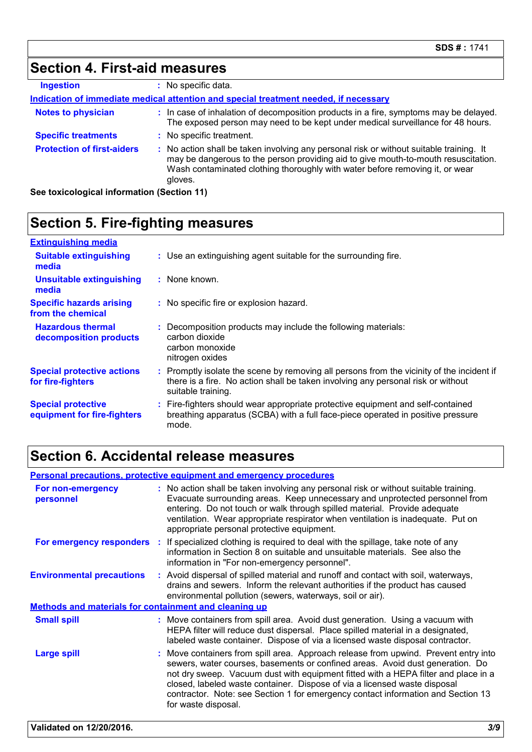## Section 4. First-aid measures

**Ingestion** : No specific data.

**Indication of immediate medical attention and special treatment needed, if necessary**

**Notes to physician** : In case of inhalation of decomposition products in a fire, symptoms may be delayed. The exposed person may need to be kept under medical surveillance for 48 hours.

**Specific treatments** : No specific treatment.

**Protection of first-aiders** : No action shall be taken involving any personal risk or without suitable training. It may be dangerous to the person providing aid to give mouth-to-mouth resuscitation. Wash contaminated clothing thoroughly with water before removing it, or wear gloves.

**See toxicological information (Section 11)**

## Section 5. Fire-fighting measures

**Extinguishing media**

**Suitable extinguishing media** : Use an extinguishing agent suitable for the surrounding fire.

**Unsuitable extinguishing media** : None known.

**Specific hazards arising from the chemical** : No specific fire or explosion hazard.

**Hazardous thermal decomposition products** : Decomposition products may include the following materials:
carbon dioxide
carbon monoxide
nitrogen oxides

**Special protective actions for fire-fighters** : Promptly isolate the scene by removing all persons from the vicinity of the incident if there is a fire. No action shall be taken involving any personal risk or without suitable training.

**Special protective equipment for fire-fighters** : Fire-fighters should wear appropriate protective equipment and self-contained breathing apparatus (SCBA) with a full face-piece operated in positive pressure mode.

## Section 6. Accidental release measures

**Personal precautions, protective equipment and emergency procedures**

**For non-emergency personnel** : No action shall be taken involving any personal risk or without suitable training. Evacuate surrounding areas. Keep unnecessary and unprotected personnel from entering. Do not touch or walk through spilled material. Provide adequate ventilation. Wear appropriate respirator when ventilation is inadequate. Put on appropriate personal protective equipment.

**For emergency responders** : If specialized clothing is required to deal with the spillage, take note of any information in Section 8 on suitable and unsuitable materials. See also the information in "For non-emergency personnel".

**Environmental precautions** : Avoid dispersal of spilled material and runoff and contact with soil, waterways, drains and sewers. Inform the relevant authorities if the product has caused environmental pollution (sewers, waterways, soil or air).

**Methods and materials for containment and cleaning up**

**Small spill** : Move containers from spill area. Avoid dust generation. Using a vacuum with HEPA filter will reduce dust dispersal. Place spilled material in a designated, labeled waste container. Dispose of via a licensed waste disposal contractor.

**Large spill** : Move containers from spill area. Approach release from upwind. Prevent entry into sewers, water courses, basements or confined areas. Avoid dust generation. Do not dry sweep. Vacuum dust with equipment fitted with a HEPA filter and place in a closed, labeled waste container. Dispose of via a licensed waste disposal contractor. Note: see Section 1 for emergency contact information and Section 13 for waste disposal.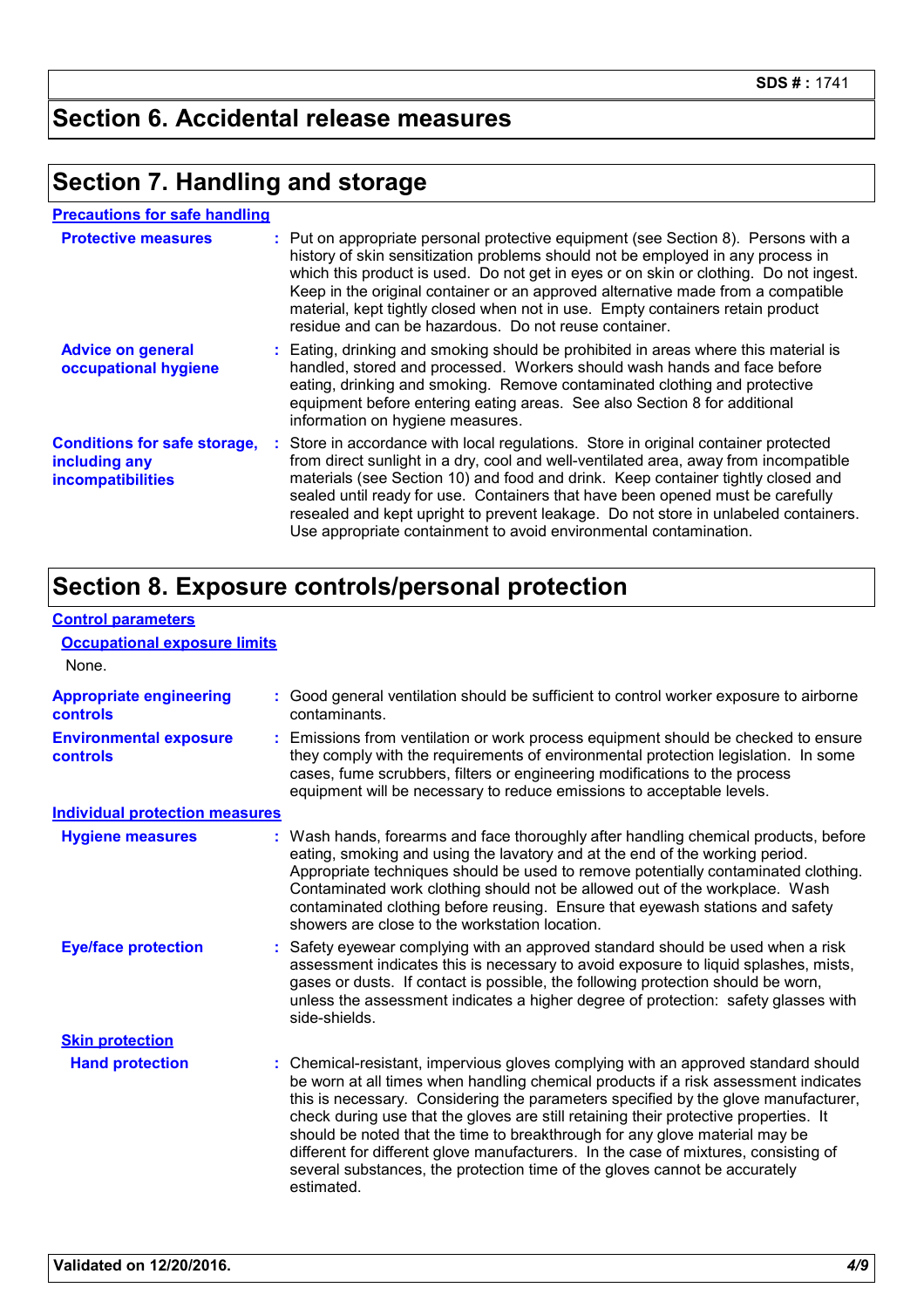## Section 6. Accidental release measures

## Section 7. Handling and storage

### Precautions for safe handling

**Protective measures** : Put on appropriate personal protective equipment (see Section 8). Persons with a history of skin sensitization problems should not be employed in any process in which this product is used. Do not get in eyes or on skin or clothing. Do not ingest. Keep in the original container or an approved alternative made from a compatible material, kept tightly closed when not in use. Empty containers retain product residue and can be hazardous. Do not reuse container.

**Advice on general occupational hygiene** : Eating, drinking and smoking should be prohibited in areas where this material is handled, stored and processed. Workers should wash hands and face before eating, drinking and smoking. Remove contaminated clothing and protective equipment before entering eating areas. See also Section 8 for additional information on hygiene measures.

**Conditions for safe storage, including any incompatibilities** : Store in accordance with local regulations. Store in original container protected from direct sunlight in a dry, cool and well-ventilated area, away from incompatible materials (see Section 10) and food and drink. Keep container tightly closed and sealed until ready for use. Containers that have been opened must be carefully resealed and kept upright to prevent leakage. Do not store in unlabeled containers. Use appropriate containment to avoid environmental contamination.

## Section 8. Exposure controls/personal protection

### Control parameters

#### Occupational exposure limits

None.

**Appropriate engineering controls** : Good general ventilation should be sufficient to control worker exposure to airborne contaminants.

**Environmental exposure controls** : Emissions from ventilation or work process equipment should be checked to ensure they comply with the requirements of environmental protection legislation. In some cases, fume scrubbers, filters or engineering modifications to the process equipment will be necessary to reduce emissions to acceptable levels.

### Individual protection measures

**Hygiene measures** : Wash hands, forearms and face thoroughly after handling chemical products, before eating, smoking and using the lavatory and at the end of the working period. Appropriate techniques should be used to remove potentially contaminated clothing. Contaminated work clothing should not be allowed out of the workplace. Wash contaminated clothing before reusing. Ensure that eyewash stations and safety showers are close to the workstation location.

**Eye/face protection** : Safety eyewear complying with an approved standard should be used when a risk assessment indicates this is necessary to avoid exposure to liquid splashes, mists, gases or dusts. If contact is possible, the following protection should be worn, unless the assessment indicates a higher degree of protection: safety glasses with side-shields.

#### Skin protection

**Hand protection** : Chemical-resistant, impervious gloves complying with an approved standard should be worn at all times when handling chemical products if a risk assessment indicates this is necessary. Considering the parameters specified by the glove manufacturer, check during use that the gloves are still retaining their protective properties. It should be noted that the time to breakthrough for any glove material may be different for different glove manufacturers. In the case of mixtures, consisting of several substances, the protection time of the gloves cannot be accurately estimated.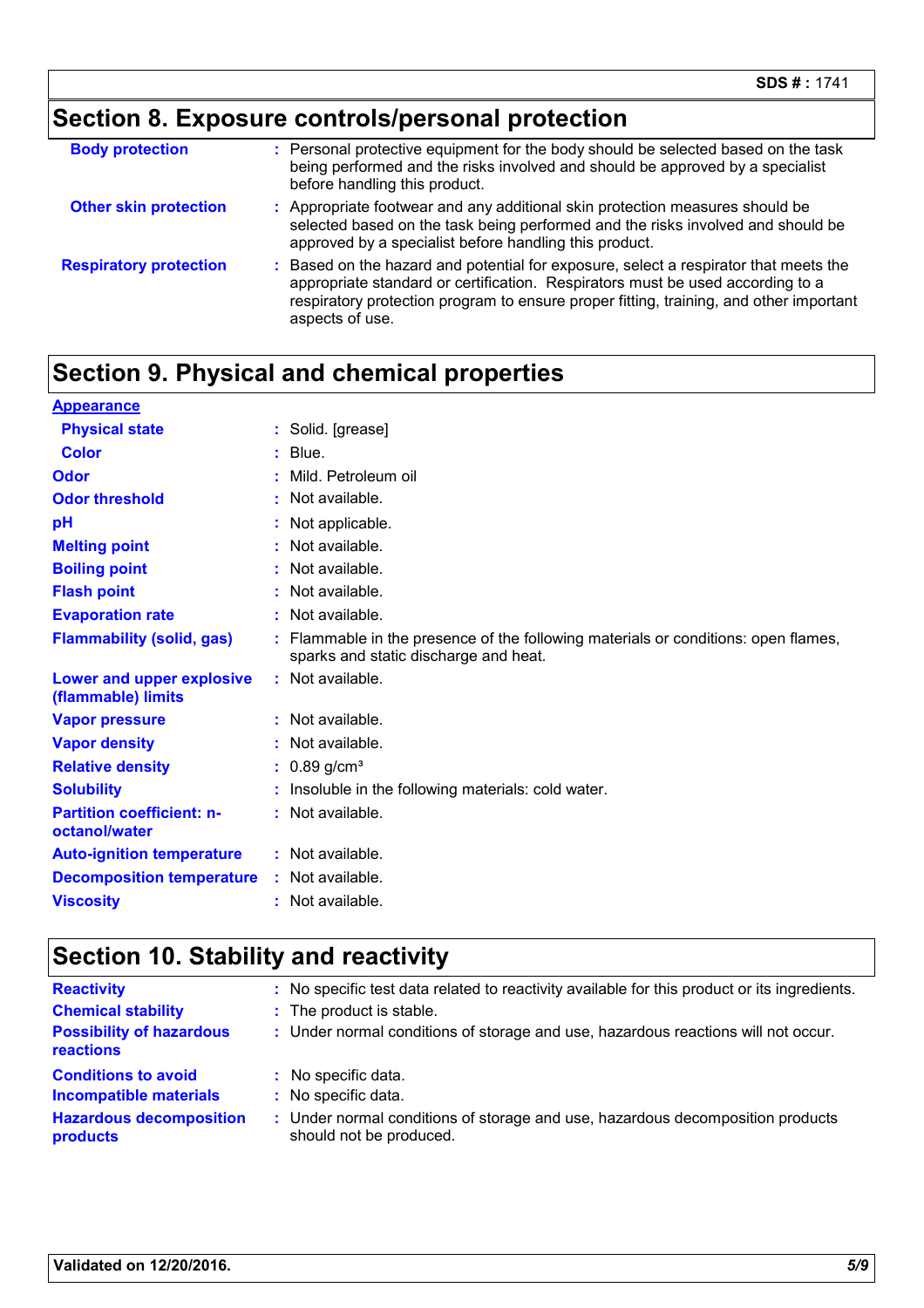## Section 8. Exposure controls/personal protection

| | |
|---|---|
| **Body protection** | Personal protective equipment for the body should be selected based on the task being performed and the risks involved and should be approved by a specialist before handling this product. |
| **Other skin protection** | Appropriate footwear and any additional skin protection measures should be selected based on the task being performed and the risks involved and should be approved by a specialist before handling this product. |
| **Respiratory protection** | Based on the hazard and potential for exposure, select a respirator that meets the appropriate standard or certification. Respirators must be used according to a respiratory protection program to ensure proper fitting, training, and other important aspects of use. |

## Section 9. Physical and chemical properties

**Appearance**

| | |
|---|---|
| **Physical state** | Solid. [grease] |
| **Color** | Blue. |
| **Odor** | Mild. Petroleum oil |
| **Odor threshold** | Not available. |
| **pH** | Not applicable. |
| **Melting point** | Not available. |
| **Boiling point** | Not available. |
| **Flash point** | Not available. |
| **Evaporation rate** | Not available. |
| **Flammability (solid, gas)** | Flammable in the presence of the following materials or conditions: open flames, sparks and static discharge and heat. |
| **Lower and upper explosive (flammable) limits** | Not available. |
| **Vapor pressure** | Not available. |
| **Vapor density** | Not available. |
| **Relative density** | 0.89 g/cm³ |
| **Solubility** | Insoluble in the following materials: cold water. |
| **Partition coefficient: n-octanol/water** | Not available. |
| **Auto-ignition temperature** | Not available. |
| **Decomposition temperature** | Not available. |
| **Viscosity** | Not available. |

## Section 10. Stability and reactivity

| | |
|---|---|
| **Reactivity** | No specific test data related to reactivity available for this product or its ingredients. |
| **Chemical stability** | The product is stable. |
| **Possibility of hazardous reactions** | Under normal conditions of storage and use, hazardous reactions will not occur. |
| **Conditions to avoid** | No specific data. |
| **Incompatible materials** | No specific data. |
| **Hazardous decomposition products** | Under normal conditions of storage and use, hazardous decomposition products should not be produced. |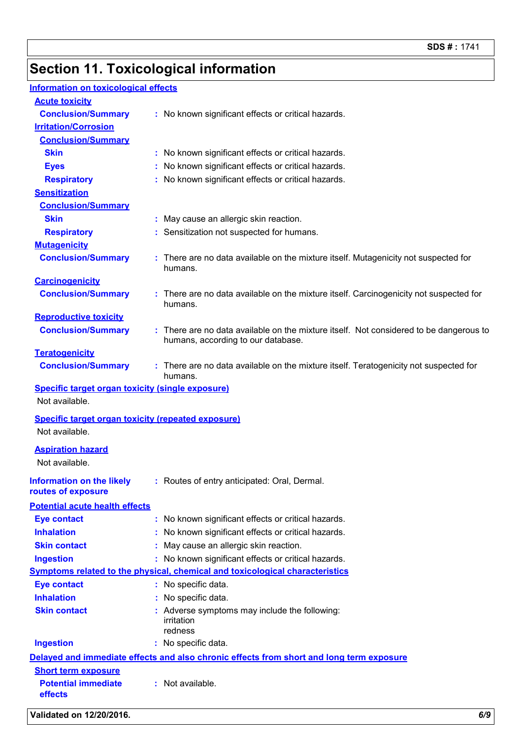## Section 11. Toxicological information

### Information on toxicological effects

**Acute toxicity**

**Conclusion/Summary** : No known significant effects or critical hazards.

**Irritation/Corrosion**

**Conclusion/Summary**

**Skin** : No known significant effects or critical hazards.

**Eyes** : No known significant effects or critical hazards.

**Respiratory** : No known significant effects or critical hazards.

**Sensitization**

**Conclusion/Summary**

**Skin** : May cause an allergic skin reaction.

**Respiratory** : Sensitization not suspected for humans.

**Mutagenicity**

**Conclusion/Summary** : There are no data available on the mixture itself. Mutagenicity not suspected for humans.

**Carcinogenicity**

**Conclusion/Summary** : There are no data available on the mixture itself. Carcinogenicity not suspected for humans.

**Reproductive toxicity**

**Conclusion/Summary** : There are no data available on the mixture itself. Not considered to be dangerous to humans, according to our database.

**Teratogenicity**

**Conclusion/Summary** : There are no data available on the mixture itself. Teratogenicity not suspected for humans.

**Specific target organ toxicity (single exposure)**

Not available.

**Specific target organ toxicity (repeated exposure)**

Not available.

**Aspiration hazard**

Not available.

**Information on the likely routes of exposure** : Routes of entry anticipated: Oral, Dermal.

### Potential acute health effects

**Eye contact** : No known significant effects or critical hazards.

**Inhalation** : No known significant effects or critical hazards.

**Skin contact** : May cause an allergic skin reaction.

**Ingestion** : No known significant effects or critical hazards.

### Symptoms related to the physical, chemical and toxicological characteristics

**Eye contact** : No specific data.

**Inhalation** : No specific data.

**Skin contact** : Adverse symptoms may include the following:
irritation
redness

**Ingestion** : No specific data.

### Delayed and immediate effects and also chronic effects from short and long term exposure

**Short term exposure**

**Potential immediate effects** : Not available.

Validated on 12/20/2016.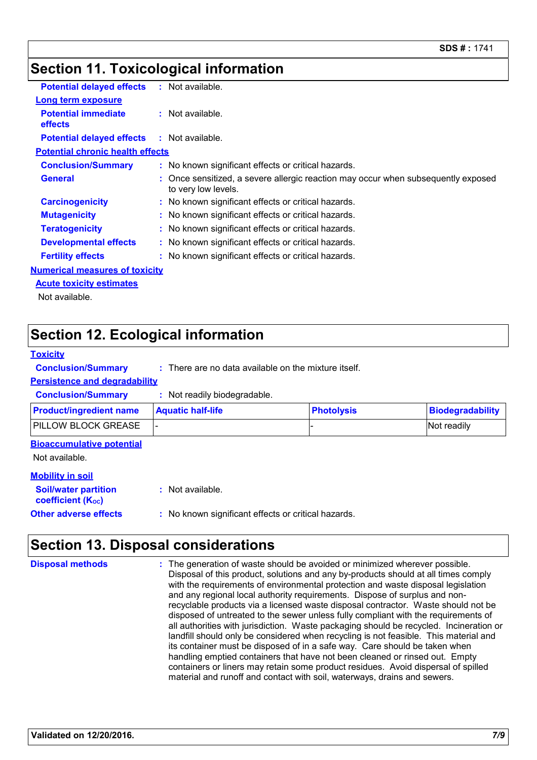## Section 11. Toxicological information

**Potential delayed effects** : Not available.

**Long term exposure**

**Potential immediate effects** : Not available.

**Potential delayed effects** : Not available.

**Potential chronic health effects**

**Conclusion/Summary** : No known significant effects or critical hazards.

**General** : Once sensitized, a severe allergic reaction may occur when subsequently exposed to very low levels.

**Carcinogenicity** : No known significant effects or critical hazards.

**Mutagenicity** : No known significant effects or critical hazards.

**Teratogenicity** : No known significant effects or critical hazards.

**Developmental effects** : No known significant effects or critical hazards.

**Fertility effects** : No known significant effects or critical hazards.

**Numerical measures of toxicity**

**Acute toxicity estimates**

Not available.

## Section 12. Ecological information

**Toxicity**

**Conclusion/Summary** : There are no data available on the mixture itself.

**Persistence and degradability**

**Conclusion/Summary** : Not readily biodegradable.

| Product/ingredient name | Aquatic half-life | Photolysis | Biodegradability |
|---|---|---|---|
| PILLOW BLOCK GREASE | - | - | Not readily |

**Bioaccumulative potential**

Not available.

**Mobility in soil**

**Soil/water partition coefficient ($K_{OC}$)** : Not available.

**Other adverse effects** : No known significant effects or critical hazards.

## Section 13. Disposal considerations

**Disposal methods** : The generation of waste should be avoided or minimized wherever possible. Disposal of this product, solutions and any by-products should at all times comply with the requirements of environmental protection and waste disposal legislation and any regional local authority requirements. Dispose of surplus and non-recyclable products via a licensed waste disposal contractor. Waste should not be disposed of untreated to the sewer unless fully compliant with the requirements of all authorities with jurisdiction. Waste packaging should be recycled. Incineration or landfill should only be considered when recycling is not feasible. This material and its container must be disposed of in a safe way. Care should be taken when handling emptied containers that have not been cleaned or rinsed out. Empty containers or liners may retain some product residues. Avoid dispersal of spilled material and runoff and contact with soil, waterways, drains and sewers.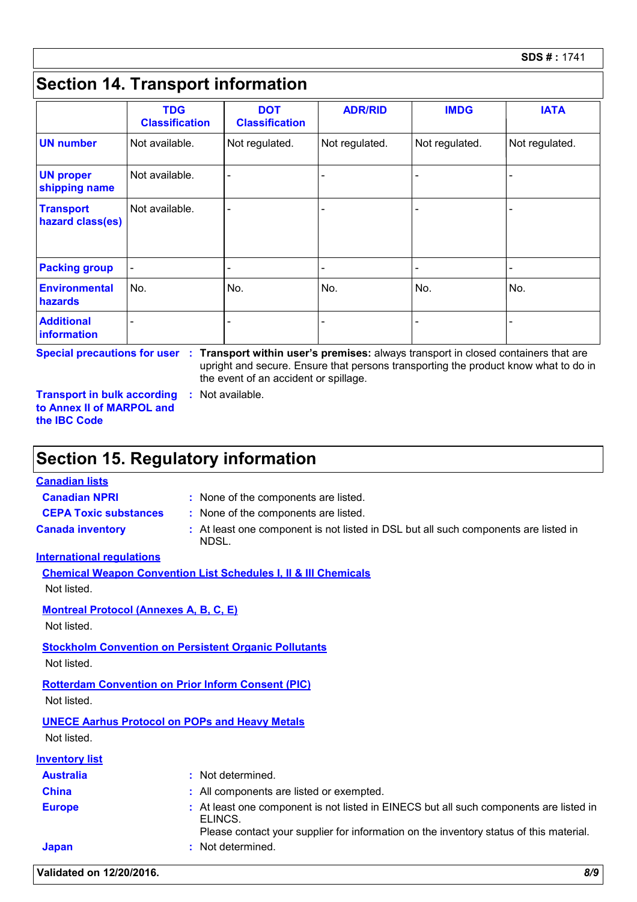SDS # : 1741

## Section 14. Transport information

| | TDG Classification | DOT Classification | ADR/RID | IMDG | IATA |
|---|---|---|---|---|---|
| **UN number** | Not available. | Not regulated. | Not regulated. | Not regulated. | Not regulated. |
| **UN proper shipping name** | Not available. | - | - | - | - |
| **Transport hazard class(es)** | Not available. | - | - | - | - |
| **Packing group** | - | - | - | - | - |
| **Environmental hazards** | No. | No. | No. | No. | No. |
| **Additional information** | - | - | - | - | - |

**Special precautions for user** : **Transport within user's premises:** always transport in closed containers that are upright and secure. Ensure that persons transporting the product know what to do in the event of an accident or spillage.

**Transport in bulk according to Annex II of MARPOL and the IBC Code** : Not available.

## Section 15. Regulatory information

**Canadian lists**

**Canadian NPRI** : None of the components are listed.

**CEPA Toxic substances** : None of the components are listed.

**Canada inventory** : At least one component is not listed in DSL but all such components are listed in NDSL.

**International regulations**

**Chemical Weapon Convention List Schedules I, II & III Chemicals**

Not listed.

**Montreal Protocol (Annexes A, B, C, E)**

Not listed.

**Stockholm Convention on Persistent Organic Pollutants**

Not listed.

**Rotterdam Convention on Prior Inform Consent (PIC)**

Not listed.

**UNECE Aarhus Protocol on POPs and Heavy Metals**

Not listed.

**Inventory list**

**Australia** : Not determined.

**China** : All components are listed or exempted.

**Europe** : At least one component is not listed in EINECS but all such components are listed in ELINCS.
Please contact your supplier for information on the inventory status of this material.

**Japan** : Not determined.

Validated on 12/20/2016.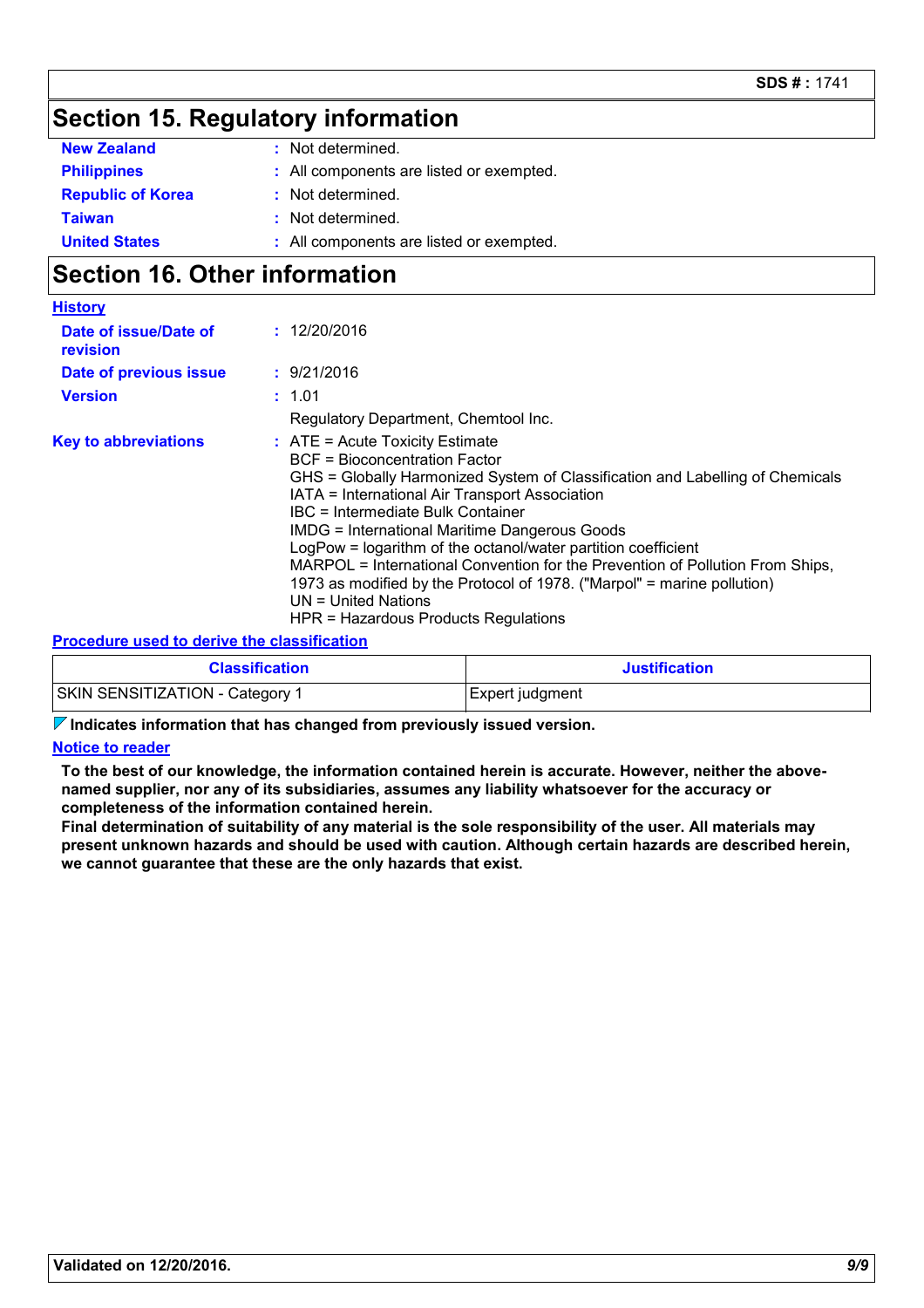## Section 15. Regulatory information

| | |
|---|---|
| **New Zealand** | : Not determined. |
| **Philippines** | : All components are listed or exempted. |
| **Republic of Korea** | : Not determined. |
| **Taiwan** | : Not determined. |
| **United States** | : All components are listed or exempted. |

## Section 16. Other information

**History**

| | |
|---|---|
| **Date of issue/Date of revision** | : 12/20/2016 |
| **Date of previous issue** | : 9/21/2016 |
| **Version** | : 1.01 |
| | Regulatory Department, Chemtool Inc. |

**Key to abbreviations** :
ATE = Acute Toxicity Estimate
BCF = Bioconcentration Factor
GHS = Globally Harmonized System of Classification and Labelling of Chemicals
IATA = International Air Transport Association
IBC = Intermediate Bulk Container
IMDG = International Maritime Dangerous Goods
LogPow = logarithm of the octanol/water partition coefficient
MARPOL = International Convention for the Prevention of Pollution From Ships, 1973 as modified by the Protocol of 1978. ("Marpol" = marine pollution)
UN = United Nations
HPR = Hazardous Products Regulations

**Procedure used to derive the classification**

| Classification | Justification |
|---|---|
| SKIN SENSITIZATION - Category 1 | Expert judgment |

**Indicates information that has changed from previously issued version.**

**Notice to reader**

**To the best of our knowledge, the information contained herein is accurate. However, neither the above-named supplier, nor any of its subsidiaries, assumes any liability whatsoever for the accuracy or completeness of the information contained herein.**
**Final determination of suitability of any material is the sole responsibility of the user. All materials may present unknown hazards and should be used with caution. Although certain hazards are described herein, we cannot guarantee that these are the only hazards that exist.**